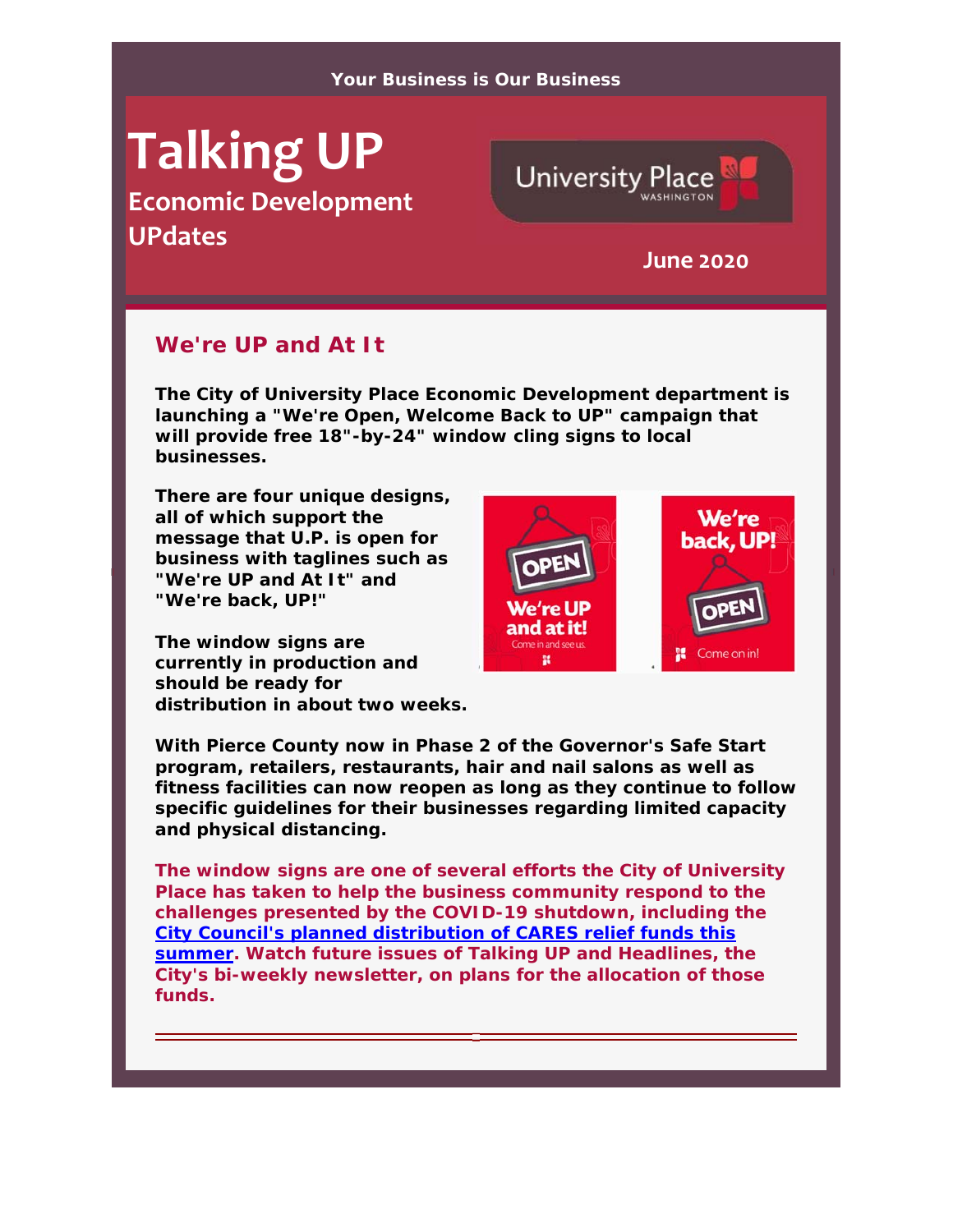**Your Business is Our Business**

# Talking UP

## Economic Development UPdates

University Place WASHINGTON

**June 2020**

## We're UP and At It

**The City of University Place Economic Development department is launching a "We're Open, Welcome Back to UP" campaign that will provide free 18"-by-24" window cling signs to local businesses.**

**There are four unique designs, all of which support the message that U.P. is open for business with taglines such as "We're UP and At It" and "We're back, UP!"**

**The window signs are currently in production and should be ready for distribution in about two weeks.**

**With Pierce County now in Phase 2 of the Governor's Safe Start program, retailers, restaurants, hair and nail salons as well as fitness facilities can now reopen as long as they continue to follow specific guidelines for their businesses regarding limited capacity and physical distancing.**

**The window signs are one of several efforts the City of University Place has taken to help the business community respond to the challenges presented by the COVID-19 shutdown, including the [City Council's planned distribution of CARES relief funds this summer](). Watch future issues of Talking UP and Headlines, the City's bi-weekly newsletter, on plans for the allocation of those funds.**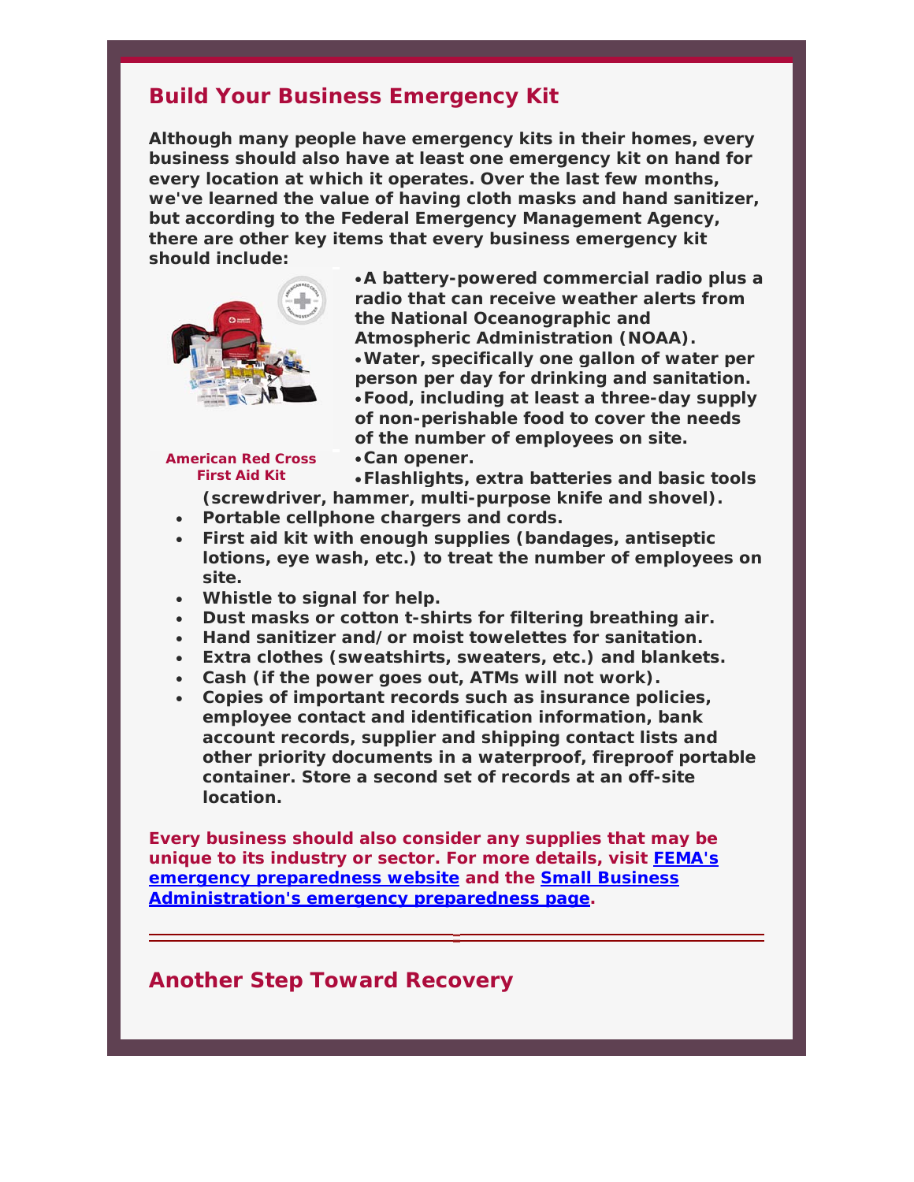## Build Your Business Emergency Kit

**Although many people have emergency kits in their homes, every business should also have at least one emergency kit on hand for every location at which it operates. Over the last few months, we've learned the value of having cloth masks and hand sanitizer, but according to the Federal Emergency Management Agency, there are other key items that every business emergency kit should include:**

American Red Cross First Aid Kit

- **A battery-powered commercial radio plus a radio that can receive weather alerts from the National Oceanographic and Atmospheric Administration (NOAA).**
- **Water, specifically one gallon of water per person per day for drinking and sanitation.**
- **Food, including at least a three-day supply of non-perishable food to cover the needs of the number of employees on site.**
- **Can opener.**
- **Flashlights, extra batteries and basic tools (screwdriver, hammer, multi-purpose knife and shovel).**
- **Portable cellphone chargers and cords.**
- **First aid kit with enough supplies (bandages, antiseptic lotions, eye wash, etc.) to treat the number of employees on site.**
- **Whistle to signal for help.**
- **Dust masks or cotton t-shirts for filtering breathing air.**
- **Hand sanitizer and/or moist towelettes for sanitation.**
- **Extra clothes (sweatshirts, sweaters, etc.) and blankets.**
- **Cash (if the power goes out, ATMs will not work).**
- **Copies of important records such as insurance policies, employee contact and identification information, bank account records, supplier and shipping contact lists and other priority documents in a waterproof, fireproof portable container. Store a second set of records at an off-site location.**

**Every business should also consider any supplies that may be unique to its industry or sector. For more details, visit FEMA's emergency preparedness website and the Small Business Administration's emergency preparedness page.**

---

## Another Step Toward Recovery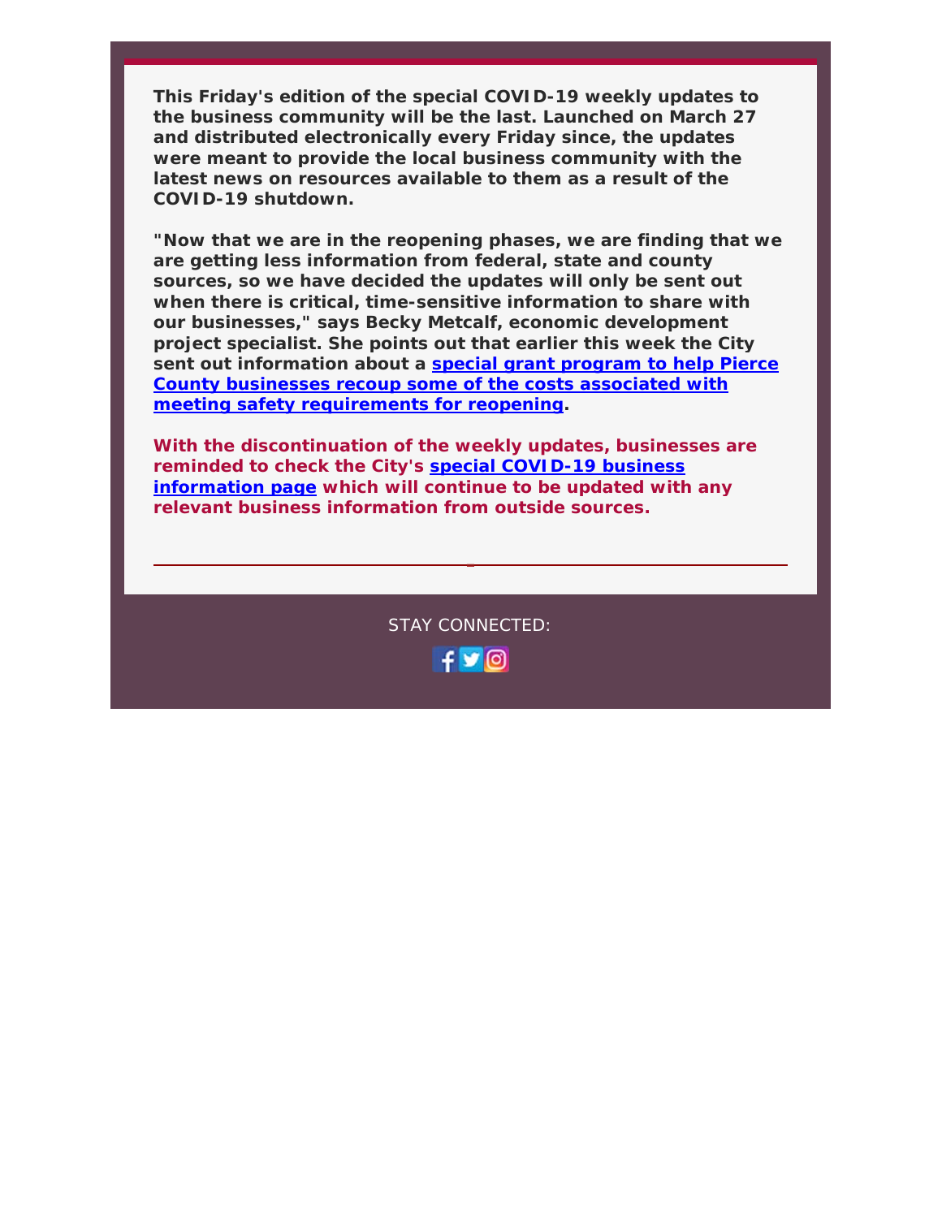**This Friday's edition of the special COVID-19 weekly updates to the business community will be the last. Launched on March 27 and distributed electronically every Friday since, the updates were meant to provide the local business community with the latest news on resources available to them as a result of the COVID-19 shutdown.**

**"Now that we are in the reopening phases, we are finding that we are getting less information from federal, state and county sources, so we have decided the updates will only be sent out when there is critical, time-sensitive information to share with our businesses," says Becky Metcalf, economic development project specialist. She points out that earlier this week the City sent out information about a special grant program to help Pierce County businesses recoup some of the costs associated with meeting safety requirements for reopening.**

**With the discontinuation of the weekly updates, businesses are reminded to check the City's special COVID-19 business information page which will continue to be updated with any relevant business information from outside sources.**

---

STAY CONNECTED: